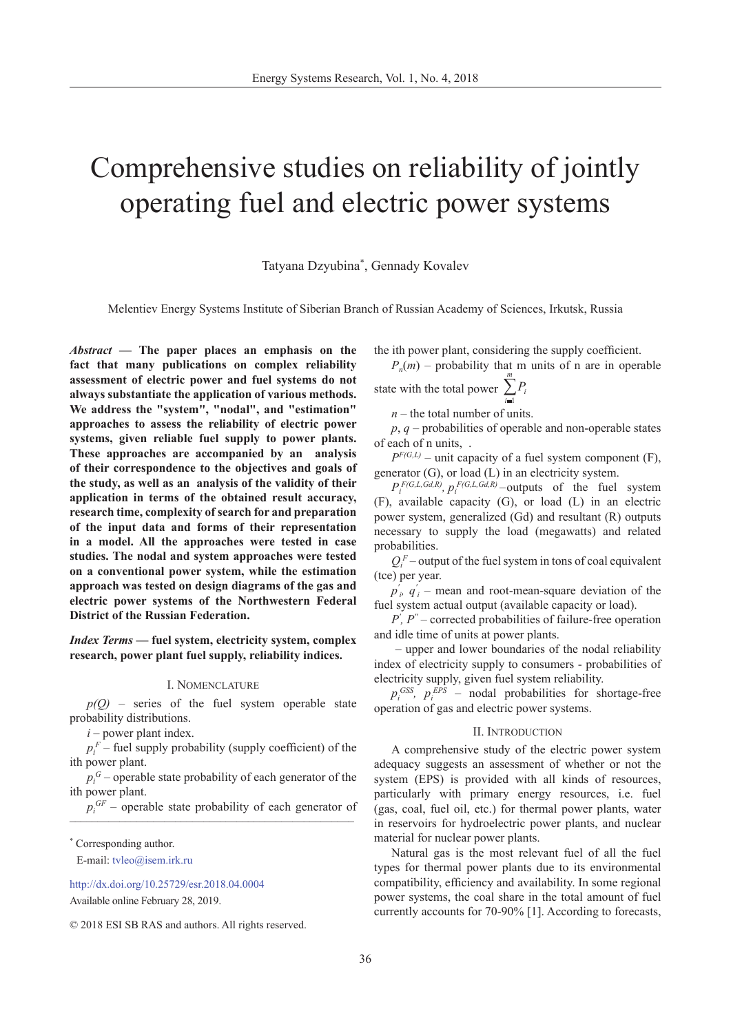# Comprehensive studies on reliability of jointly operating fuel and electric power systems

Tatyana Dzyubina*, Gennady Kovalev

Melentiev Energy Systems Institute of Siberian Branch of Russian Academy of Sciences, Irkutsk, Russia

***Abstract* — The paper places an emphasis on the fact that many publications on complex reliability assessment of electric power and fuel systems do not always substantiate the application of various methods. We address the "system", "nodal", and "estimation" approaches to assess the reliability of electric power systems, given reliable fuel supply to power plants. These approaches are accompanied by an analysis of their correspondence to the objectives and goals of the study, as well as an analysis of the validity of their application in terms of the obtained result accuracy, research time, complexity of search for and preparation of the input data and forms of their representation in a model. All the approaches were tested in case studies. The nodal and system approaches were tested on a conventional power system, while the estimation approach was tested on design diagrams of the gas and electric power systems of the Northwestern Federal District of the Russian Federation.**

***Index Terms* — fuel system, electricity system, complex research, power plant fuel supply, reliability indices.**

## I. Nomenclature

$p(Q)$ – series of the fuel system operable state probability distributions.

$i$ – power plant index.

$p_i^F$ – fuel supply probability (supply coefficient) of the ith power plant.

$p_i^G$ – operable state probability of each generator of the ith power plant.

$p_i^{GF}$ – operable state probability of each generator of the ith power plant, considering the supply coefficient.

$P_n(m)$ – probability that m units of n are in operable state with the total power $\sum_{i=1}^{m} P_i$

$n$ – the total number of units.

$p$, $q$ – probabilities of operable and non-operable states of each of n units, .

$P^{F(G,L)}$ – unit capacity of a fuel system component (F), generator (G), or load (L) in an electricity system.

$P_i^{F(G,L,Gd,R)}$, $p_i^{F(G,L,Gd,R)}$ – outputs of the fuel system (F), available capacity (G), or load (L) in an electric power system, generalized (Gd) and resultant (R) outputs necessary to supply the load (megawatts) and related probabilities.

$Q_i^F$ – output of the fuel system in tons of coal equivalent (tce) per year.

$p_i'$, $q_i'$ – mean and root-mean-square deviation of the fuel system actual output (available capacity or load).

$P'$, $P''$ – corrected probabilities of failure-free operation and idle time of units at power plants.

– upper and lower boundaries of the nodal reliability index of electricity supply to consumers - probabilities of electricity supply, given fuel system reliability.

$p_i^{GSS}$, $p_i^{EPS}$ – nodal probabilities for shortage-free operation of gas and electric power systems.

## II. Introduction

A comprehensive study of the electric power system adequacy suggests an assessment of whether or not the system (EPS) is provided with all kinds of resources, particularly with primary energy resources, i.e. fuel (gas, coal, fuel oil, etc.) for thermal power plants, water in reservoirs for hydroelectric power plants, and nuclear material for nuclear power plants.

Natural gas is the most relevant fuel of all the fuel types for thermal power plants due to its environmental compatibility, efficiency and availability. In some regional power systems, the coal share in the total amount of fuel currently accounts for 70-90% [1]. According to forecasts,

---

* Corresponding author.
E-mail: tvleo@isem.irk.ru

http://dx.doi.org/10.25729/esr.2018.04.0004
Available online February 28, 2019.

© 2018 ESI SB RAS and authors. All rights reserved.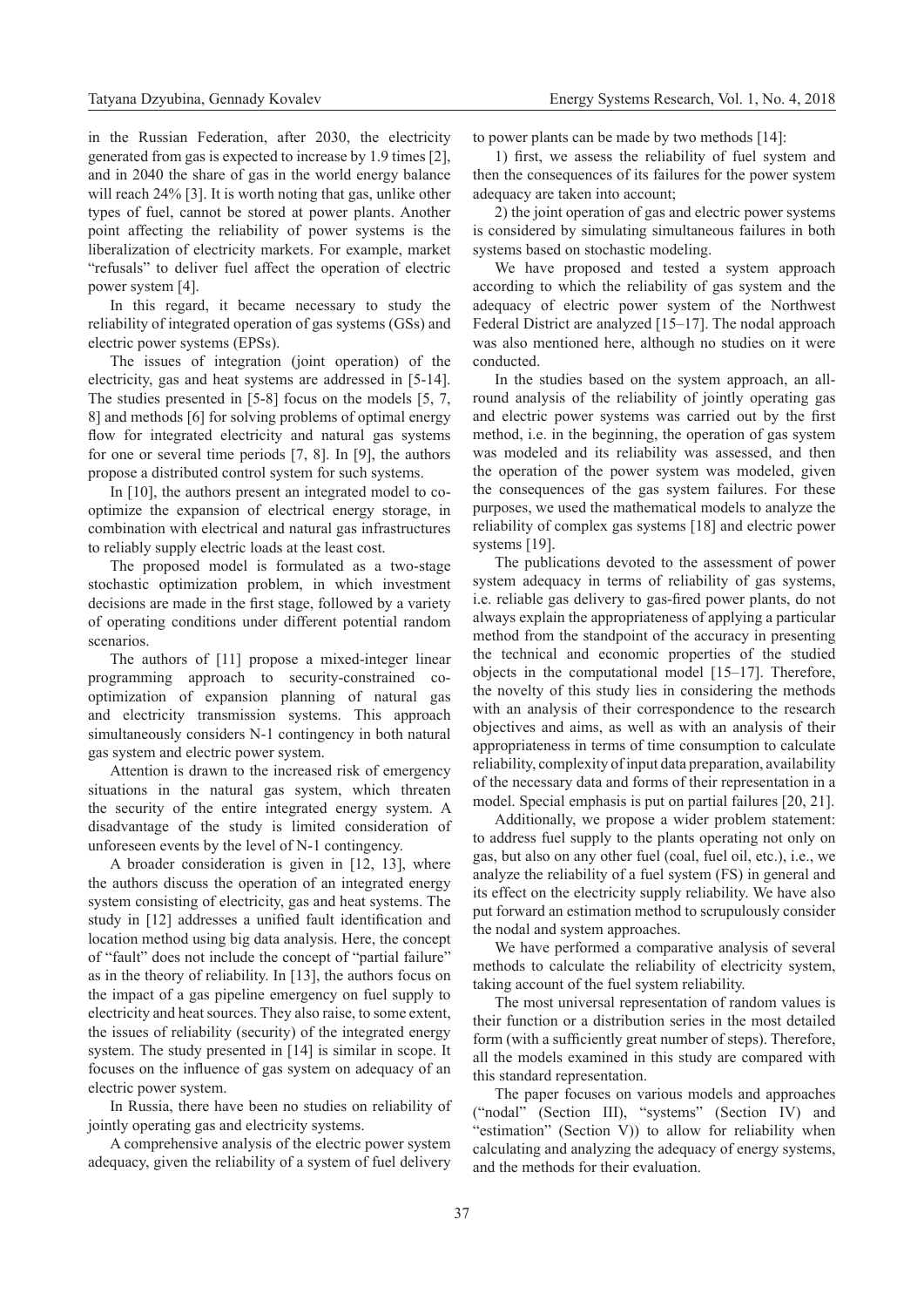in the Russian Federation, after 2030, the electricity generated from gas is expected to increase by 1.9 times [2], and in 2040 the share of gas in the world energy balance will reach 24% [3]. It is worth noting that gas, unlike other types of fuel, cannot be stored at power plants. Another point affecting the reliability of power systems is the liberalization of electricity markets. For example, market "refusals" to deliver fuel affect the operation of electric power system [4].

In this regard, it became necessary to study the reliability of integrated operation of gas systems (GSs) and electric power systems (EPSs).

The issues of integration (joint operation) of the electricity, gas and heat systems are addressed in [5-14]. The studies presented in [5-8] focus on the models [5, 7, 8] and methods [6] for solving problems of optimal energy flow for integrated electricity and natural gas systems for one or several time periods [7, 8]. In [9], the authors propose a distributed control system for such systems.

In [10], the authors present an integrated model to co-optimize the expansion of electrical energy storage, in combination with electrical and natural gas infrastructures to reliably supply electric loads at the least cost.

The proposed model is formulated as a two-stage stochastic optimization problem, in which investment decisions are made in the first stage, followed by a variety of operating conditions under different potential random scenarios.

The authors of [11] propose a mixed-integer linear programming approach to security-constrained co-optimization of expansion planning of natural gas and electricity transmission systems. This approach simultaneously considers N-1 contingency in both natural gas system and electric power system.

Attention is drawn to the increased risk of emergency situations in the natural gas system, which threaten the security of the entire integrated energy system. A disadvantage of the study is limited consideration of unforeseen events by the level of N-1 contingency.

A broader consideration is given in [12, 13], where the authors discuss the operation of an integrated energy system consisting of electricity, gas and heat systems. The study in [12] addresses a unified fault identification and location method using big data analysis. Here, the concept of "fault" does not include the concept of "partial failure" as in the theory of reliability. In [13], the authors focus on the impact of a gas pipeline emergency on fuel supply to electricity and heat sources. They also raise, to some extent, the issues of reliability (security) of the integrated energy system. The study presented in [14] is similar in scope. It focuses on the influence of gas system on adequacy of an electric power system.

In Russia, there have been no studies on reliability of jointly operating gas and electricity systems.

A comprehensive analysis of the electric power system adequacy, given the reliability of a system of fuel delivery to power plants can be made by two methods [14]:

1) first, we assess the reliability of fuel system and then the consequences of its failures for the power system adequacy are taken into account;

2) the joint operation of gas and electric power systems is considered by simulating simultaneous failures in both systems based on stochastic modeling.

We have proposed and tested a system approach according to which the reliability of gas system and the adequacy of electric power system of the Northwest Federal District are analyzed [15–17]. The nodal approach was also mentioned here, although no studies on it were conducted.

In the studies based on the system approach, an all-round analysis of the reliability of jointly operating gas and electric power systems was carried out by the first method, i.e. in the beginning, the operation of gas system was modeled and its reliability was assessed, and then the operation of the power system was modeled, given the consequences of the gas system failures. For these purposes, we used the mathematical models to analyze the reliability of complex gas systems [18] and electric power systems [19].

The publications devoted to the assessment of power system adequacy in terms of reliability of gas systems, i.e. reliable gas delivery to gas-fired power plants, do not always explain the appropriateness of applying a particular method from the standpoint of the accuracy in presenting the technical and economic properties of the studied objects in the computational model [15–17]. Therefore, the novelty of this study lies in considering the methods with an analysis of their correspondence to the research objectives and aims, as well as with an analysis of their appropriateness in terms of time consumption to calculate reliability, complexity of input data preparation, availability of the necessary data and forms of their representation in a model. Special emphasis is put on partial failures [20, 21].

Additionally, we propose a wider problem statement: to address fuel supply to the plants operating not only on gas, but also on any other fuel (coal, fuel oil, etc.), i.e., we analyze the reliability of a fuel system (FS) in general and its effect on the electricity supply reliability. We have also put forward an estimation method to scrupulously consider the nodal and system approaches.

We have performed a comparative analysis of several methods to calculate the reliability of electricity system, taking account of the fuel system reliability.

The most universal representation of random values is their function or a distribution series in the most detailed form (with a sufficiently great number of steps). Therefore, all the models examined in this study are compared with this standard representation.

The paper focuses on various models and approaches ("nodal" (Section III), "systems" (Section IV) and "estimation" (Section V)) to allow for reliability when calculating and analyzing the adequacy of energy systems, and the methods for their evaluation.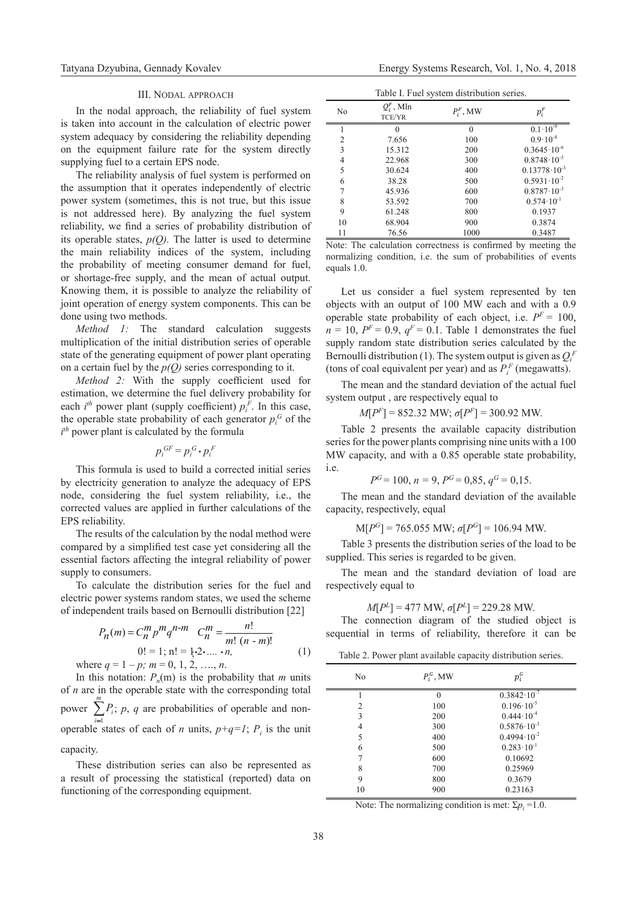## III. Nodal approach

In the nodal approach, the reliability of fuel system is taken into account in the calculation of electric power system adequacy by considering the reliability depending on the equipment failure rate for the system directly supplying fuel to a certain EPS node.

The reliability analysis of fuel system is performed on the assumption that it operates independently of electric power system (sometimes, this is not true, but this issue is not addressed here). By analyzing the fuel system reliability, we find a series of probability distribution of its operable states, $p(Q)$. The latter is used to determine the main reliability indices of the system, including the probability of meeting consumer demand for fuel, or shortage-free supply, and the mean of actual output. Knowing them, it is possible to analyze the reliability of joint operation of energy system components. This can be done using two methods.

*Method 1:* The standard calculation suggests multiplication of the initial distribution series of operable state of the generating equipment of power plant operating on a certain fuel by the $p(Q)$ series corresponding to it.

*Method 2:* With the supply coefficient used for estimation, we determine the fuel delivery probability for each $i^{th}$ power plant (supply coefficient) $p_i^F$. In this case, the operable state probability of each generator $p_i^G$ of the $i^{th}$ power plant is calculated by the formula

$$p_i^{GF} = p_i^G \cdot p_i^F$$

This formula is used to build a corrected initial series by electricity generation to analyze the adequacy of EPS node, considering the fuel system reliability, i.e., the corrected values are applied in further calculations of the EPS reliability.

The results of the calculation by the nodal method were compared by a simplified test case yet considering all the essential factors affecting the integral reliability of power supply to consumers.

To calculate the distribution series for the fuel and electric power systems random states, we used the scheme of independent trails based on Bernoulli distribution [22]

$$P_n(m) = C_n^m p^m q^{n-m} \quad C_n^m = \frac{n!}{m!\,(n-m)!}$$
$$0! = 1;\ n! = 1 \cdot 2 \cdot \ldots \cdot n, \tag{1}$$

where $q = 1 - p$; $m = 0, 1, 2, \ldots, n$.

In this notation: $P_n(m)$ is the probability that $m$ units of $n$ are in the operable state with the corresponding total power $\sum_{i=1}^{m} P_i$; $p$, $q$ are probabilities of operable and non-operable states of each of $n$ units, $p+q=1$; $P_i$ is the unit capacity.

These distribution series can also be represented as a result of processing the statistical (reported) data on functioning of the corresponding equipment.

Table I. Fuel system distribution series.

| No | $Q_i^F$, Mln TCE/YR | $P_i^F$, MW | $p_i^F$ |
|---|---|---|---|
| 1 | 0 | 0 | $0.1 \cdot 10^{-9}$ |
| 2 | 7.656 | 100 | $0.9 \cdot 10^{-8}$ |
| 3 | 15.312 | 200 | $0.3645 \cdot 10^{-6}$ |
| 4 | 22.968 | 300 | $0.8748 \cdot 10^{-5}$ |
| 5 | 30.624 | 400 | $0.13778 \cdot 10^{-3}$ |
| 6 | 38.28 | 500 | $0.5931 \cdot 10^{-2}$ |
| 7 | 45.936 | 600 | $0.8787 \cdot 10^{-3}$ |
| 8 | 53.592 | 700 | $0.574 \cdot 10^{-1}$ |
| 9 | 61.248 | 800 | 0.1937 |
| 10 | 68.904 | 900 | 0.3874 |
| 11 | 76.56 | 1000 | 0.3487 |

Note: The calculation correctness is confirmed by meeting the normalizing condition, i.e. the sum of probabilities of events equals 1.0.

Let us consider a fuel system represented by ten objects with an output of 100 MW each and with a 0.9 operable state probability of each object, i.e. $P^F = 100$, $n = 10$, $P^F = 0.9$, $q^F = 0.1$. Table 1 demonstrates the fuel supply random state distribution series calculated by the Bernoulli distribution (1). The system output is given as $Q_i^F$ (tons of coal equivalent per year) and as $P_i^F$ (megawatts).

The mean and the standard deviation of the actual fuel system output , are respectively equal to

$$M[P^F] = 852.32 \text{ MW}; \sigma[P^F] = 300.92 \text{ MW}.$$

Table 2 presents the available capacity distribution series for the power plants comprising nine units with a 100 MW capacity, and with a 0.85 operable state probability, i.e.

$$P^G = 100,\ n = 9,\ P^G = 0{,}85,\ q^G = 0{,}15.$$

The mean and the standard deviation of the available capacity, respectively, equal

$$M[P^G] = 765.055 \text{ MW}; \sigma[P^G] = 106.94 \text{ MW}.$$

Table 3 presents the distribution series of the load to be supplied. This series is regarded to be given.

The mean and the standard deviation of load are respectively equal to

$$M[P^L] = 477 \text{ MW}, \sigma[P^L] = 229.28 \text{ MW}.$$

The connection diagram of the studied object is sequential in terms of reliability, therefore it can be

Table 2. Power plant available capacity distribution series.

| No | $P_i^G$, MW | $p_i^G$ |
|---|---|---|
| 1 | 0 | $0.3842 \cdot 10^{-7}$ |
| 2 | 100 | $0.196 \cdot 10^{-5}$ |
| 3 | 200 | $0.444 \cdot 10^{-4}$ |
| 4 | 300 | $0.5876 \cdot 10^{-3}$ |
| 5 | 400 | $0.4994 \cdot 10^{-2}$ |
| 6 | 500 | $0.283 \cdot 10^{-1}$ |
| 7 | 600 | 0.10692 |
| 8 | 700 | 0.25969 |
| 9 | 800 | 0.3679 |
| 10 | 900 | 0.23163 |

Note: The normalizing condition is met: $\Sigma p_i = 1.0$.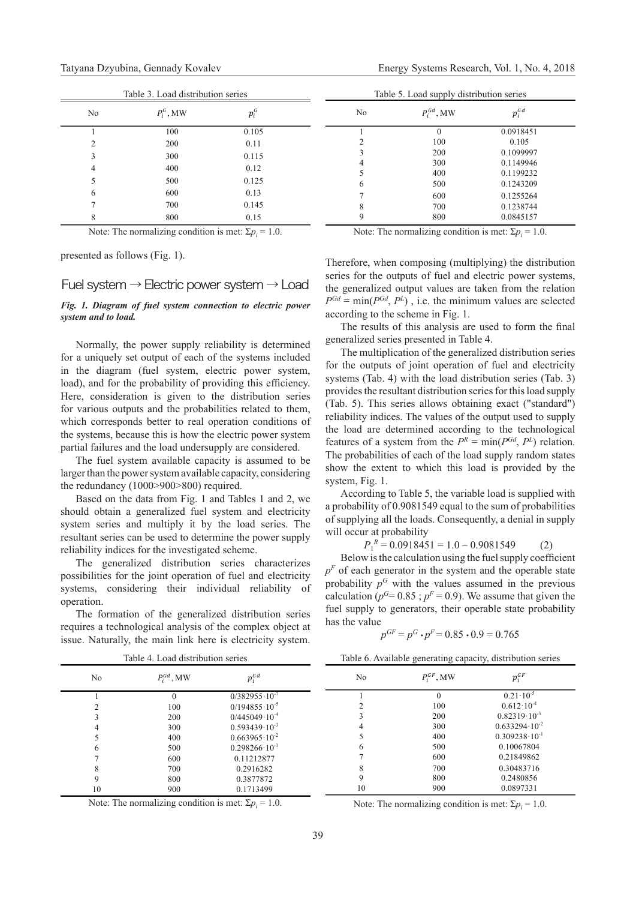Table 3. Load distribution series

| No | $P_i^G$, MW | $p_i^G$ |
|---|---|---|
| 1 | 100 | 0.105 |
| 2 | 200 | 0.11 |
| 3 | 300 | 0.115 |
| 4 | 400 | 0.12 |
| 5 | 500 | 0.125 |
| 6 | 600 | 0.13 |
| 7 | 700 | 0.145 |
| 8 | 800 | 0.15 |

Note: The normalizing condition is met: $\Sigma p_i = 1.0$.

presented as follows (Fig. 1).

Fuel system → Electric power system → Load

***Fig. 1. Diagram of fuel system connection to electric power system and to load.***

Normally, the power supply reliability is determined for a uniquely set output of each of the systems included in the diagram (fuel system, electric power system, load), and for the probability of providing this efficiency. Here, consideration is given to the distribution series for various outputs and the probabilities related to them, which corresponds better to real operation conditions of the systems, because this is how the electric power system partial failures and the load undersupply are considered.

The fuel system available capacity is assumed to be larger than the power system available capacity, considering the redundancy (1000>900>800) required.

Based on the data from Fig. 1 and Tables 1 and 2, we should obtain a generalized fuel system and electricity system series and multiply it by the load series. The resultant series can be used to determine the power supply reliability indices for the investigated scheme.

The generalized distribution series characterizes possibilities for the joint operation of fuel and electricity systems, considering their individual reliability of operation.

The formation of the generalized distribution series requires a technological analysis of the complex object at issue. Naturally, the main link here is electricity system.

Table 4. Load distribution series

| No | $P_i^{Gd}$, MW | $p_i^{Gd}$ |
|---|---|---|
| 1 | 0 | $0/382955 \cdot 10^{-7}$ |
| 2 | 100 | $0/194855 \cdot 10^{-5}$ |
| 3 | 200 | $0/445049 \cdot 10^{-4}$ |
| 4 | 300 | $0.593439 \cdot 10^{-3}$ |
| 5 | 400 | $0.663965 \cdot 10^{-2}$ |
| 6 | 500 | $0.298266 \cdot 10^{-1}$ |
| 7 | 600 | 0.11212877 |
| 8 | 700 | 0.2916282 |
| 9 | 800 | 0.3877872 |
| 10 | 900 | 0.1713499 |

Note: The normalizing condition is met: $\Sigma p_i = 1.0$.

Table 5. Load supply distribution series

| No | $P_i^{Gd}$, MW | $p_i^{Gd}$ |
|---|---|---|
| 1 | 0 | 0.0918451 |
| 2 | 100 | 0.105 |
| 3 | 200 | 0.1099997 |
| 4 | 300 | 0.1149946 |
| 5 | 400 | 0.1199232 |
| 6 | 500 | 0.1243209 |
| 7 | 600 | 0.1255264 |
| 8 | 700 | 0.1238744 |
| 9 | 800 | 0.0845157 |

Note: The normalizing condition is met: $\Sigma p_i = 1.0$.

Therefore, when composing (multiplying) the distribution series for the outputs of fuel and electric power systems, the generalized output values are taken from the relation $P^{Gd} = \min(P^{Gd}, P^L)$ , i.e. the minimum values are selected according to the scheme in Fig. 1.

The results of this analysis are used to form the final generalized series presented in Table 4.

The multiplication of the generalized distribution series for the outputs of joint operation of fuel and electricity systems (Tab. 4) with the load distribution series (Tab. 3) provides the resultant distribution series for this load supply (Tab. 5). This series allows obtaining exact ("standard") reliability indices. The values of the output used to supply the load are determined according to the technological features of a system from the $P^R = \min(P^{Gd}, P^L)$ relation. The probabilities of each of the load supply random states show the extent to which this load is provided by the system, Fig. 1.

According to Table 5, the variable load is supplied with a probability of 0.9081549 equal to the sum of probabilities of supplying all the loads. Consequently, a denial in supply will occur at probability

$$P_1^R = 0.0918451 = 1.0 - 0.9081549 \qquad (2)$$

Below is the calculation using the fuel supply coefficient $p^F$ of each generator in the system and the operable state probability $p^G$ with the values assumed in the previous calculation ($p^G = 0.85$ ; $p^F = 0.9$). We assume that given the fuel supply to generators, their operable state probability has the value

$$p^{GF} = p^G \cdot p^F = 0.85 \cdot 0.9 = 0.765$$

Table 6. Available generating capacity, distribution series

| No | $P_i^{GF}$, MW | $p_i^{GF}$ |
|---|---|---|
| 1 | 0 | $0.21 \cdot 10^{-5}$ |
| 2 | 100 | $0.612 \cdot 10^{-4}$ |
| 3 | 200 | $0.82319 \cdot 10^{-3}$ |
| 4 | 300 | $0.633294 \cdot 10^{-2}$ |
| 5 | 400 | $0.309238 \cdot 10^{-1}$ |
| 6 | 500 | 0.10067804 |
| 7 | 600 | 0.21849862 |
| 8 | 700 | 0.30483716 |
| 9 | 800 | 0.2480856 |
| 10 | 900 | 0.0897331 |

Note: The normalizing condition is met: $\Sigma p_i = 1.0$.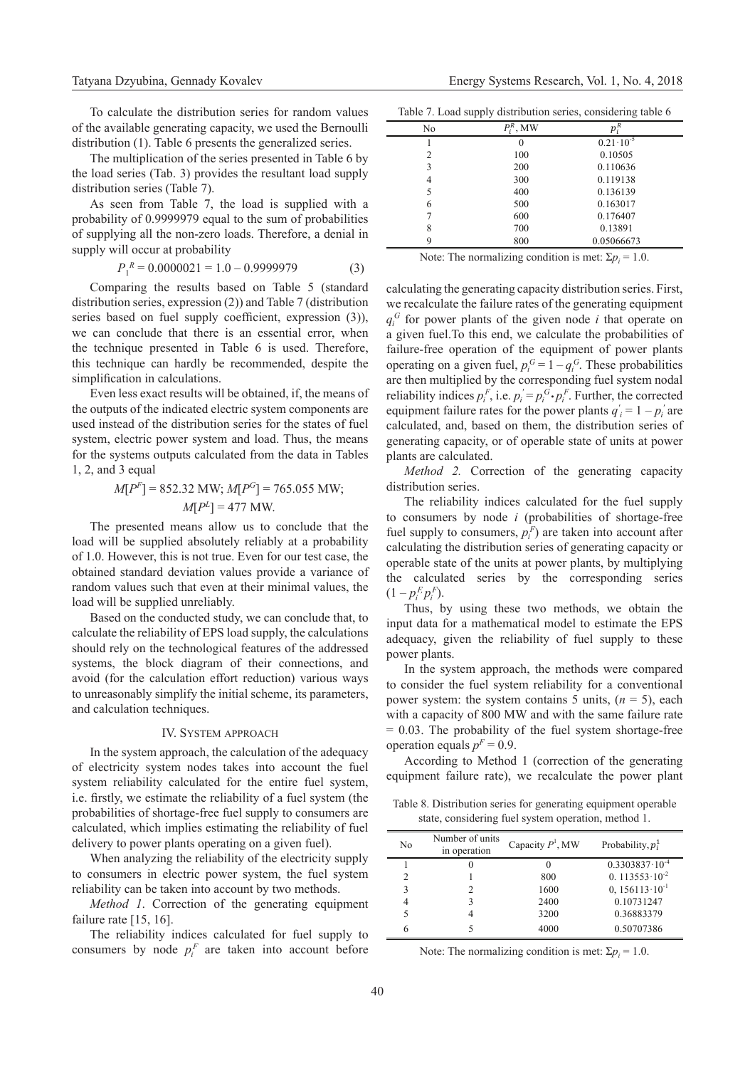To calculate the distribution series for random values of the available generating capacity, we used the Bernoulli distribution (1). Table 6 presents the generalized series.

The multiplication of the series presented in Table 6 by the load series (Tab. 3) provides the resultant load supply distribution series (Table 7).

As seen from Table 7, the load is supplied with a probability of 0.9999979 equal to the sum of probabilities of supplying all the non-zero loads. Therefore, a denial in supply will occur at probability

$$P_1^R = 0.0000021 = 1.0 - 0.9999979 \tag{3}$$

Comparing the results based on Table 5 (standard distribution series, expression (2)) and Table 7 (distribution series based on fuel supply coefficient, expression (3)), we can conclude that there is an essential error, when the technique presented in Table 6 is used. Therefore, this technique can hardly be recommended, despite the simplification in calculations.

Even less exact results will be obtained, if, the means of the outputs of the indicated electric system components are used instead of the distribution series for the states of fuel system, electric power system and load. Thus, the means for the systems outputs calculated from the data in Tables 1, 2, and 3 equal

$$M[P^F] = 852.32 \text{ MW}; \; M[P^G] = 765.055 \text{ MW};$$
$$M[P^L] = 477 \text{ MW}.$$

The presented means allow us to conclude that the load will be supplied absolutely reliably at a probability of 1.0. However, this is not true. Even for our test case, the obtained standard deviation values provide a variance of random values such that even at their minimal values, the load will be supplied unreliably.

Based on the conducted study, we can conclude that, to calculate the reliability of EPS load supply, the calculations should rely on the technological features of the addressed systems, the block diagram of their connections, and avoid (for the calculation effort reduction) various ways to unreasonably simplify the initial scheme, its parameters, and calculation techniques.

## IV. System approach

In the system approach, the calculation of the adequacy of electricity system nodes takes into account the fuel system reliability calculated for the entire fuel system, i.e. firstly, we estimate the reliability of a fuel system (the probabilities of shortage-free fuel supply to consumers are calculated, which implies estimating the reliability of fuel delivery to power plants operating on a given fuel).

When analyzing the reliability of the electricity supply to consumers in electric power system, the fuel system reliability can be taken into account by two methods.

*Method 1*. Correction of the generating equipment failure rate [15, 16].

The reliability indices calculated for fuel supply to consumers by node $p_i^F$ are taken into account before calculating the generating capacity distribution series. First, we recalculate the failure rates of the generating equipment $q_i^G$ for power plants of the given node $i$ that operate on a given fuel. To this end, we calculate the probabilities of failure-free operation of the equipment of power plants operating on a given fuel, $p_i^G = 1 - q_i^G$. These probabilities are then multiplied by the corresponding fuel system nodal reliability indices $p_i^F$, i.e. $p_i^{'} = p_i^G \cdot p_i^F$. Further, the corrected equipment failure rates for the power plants $q_i^{'} = 1 - p_i^{'}$ are calculated, and, based on them, the distribution series of generating capacity, or of operable state of units at power plants are calculated.

*Method 2.* Correction of the generating capacity distribution series.

The reliability indices calculated for the fuel supply to consumers by node $i$ (probabilities of shortage-free fuel supply to consumers, $p_i^F$) are taken into account after calculating the distribution series of generating capacity or operable state of the units at power plants, by multiplying the calculated series by the corresponding series $(1 - p_i^F p_i^F)$.

Thus, by using these two methods, we obtain the input data for a mathematical model to estimate the EPS adequacy, given the reliability of fuel supply to these power plants.

In the system approach, the methods were compared to consider the fuel system reliability for a conventional power system: the system contains 5 units, ($n = 5$), each with a capacity of 800 MW and with the same failure rate = 0.03. The probability of the fuel system shortage-free operation equals $p^F = 0.9$.

According to Method 1 (correction of the generating equipment failure rate), we recalculate the power plant

Table 7. Load supply distribution series, considering table 6

| No | $P_i^R$, MW | $p_i^R$ |
|---|---|---|
| 1 | 0 | $0.21 \cdot 10^{-5}$ |
| 2 | 100 | 0.10505 |
| 3 | 200 | 0.110636 |
| 4 | 300 | 0.119138 |
| 5 | 400 | 0.136139 |
| 6 | 500 | 0.163017 |
| 7 | 600 | 0.176407 |
| 8 | 700 | 0.13891 |
| 9 | 800 | 0.05066673 |

Note: The normalizing condition is met: $\Sigma p_i = 1.0$.

Table 8. Distribution series for generating equipment operable state, considering fuel system operation, method 1.

| No | Number of units in operation | Capacity $P^1$, MW | Probability, $p_i^1$ |
|---|---|---|---|
| 1 | 0 | 0 | $0.3303837 \cdot 10^{-4}$ |
| 2 | 1 | 800 | $0.113553 \cdot 10^{-2}$ |
| 3 | 2 | 1600 | $0.156113 \cdot 10^{-1}$ |
| 4 | 3 | 2400 | 0.10731247 |
| 5 | 4 | 3200 | 0.36883379 |
| 6 | 5 | 4000 | 0.50707386 |

Note: The normalizing condition is met: $\Sigma p_i = 1.0$.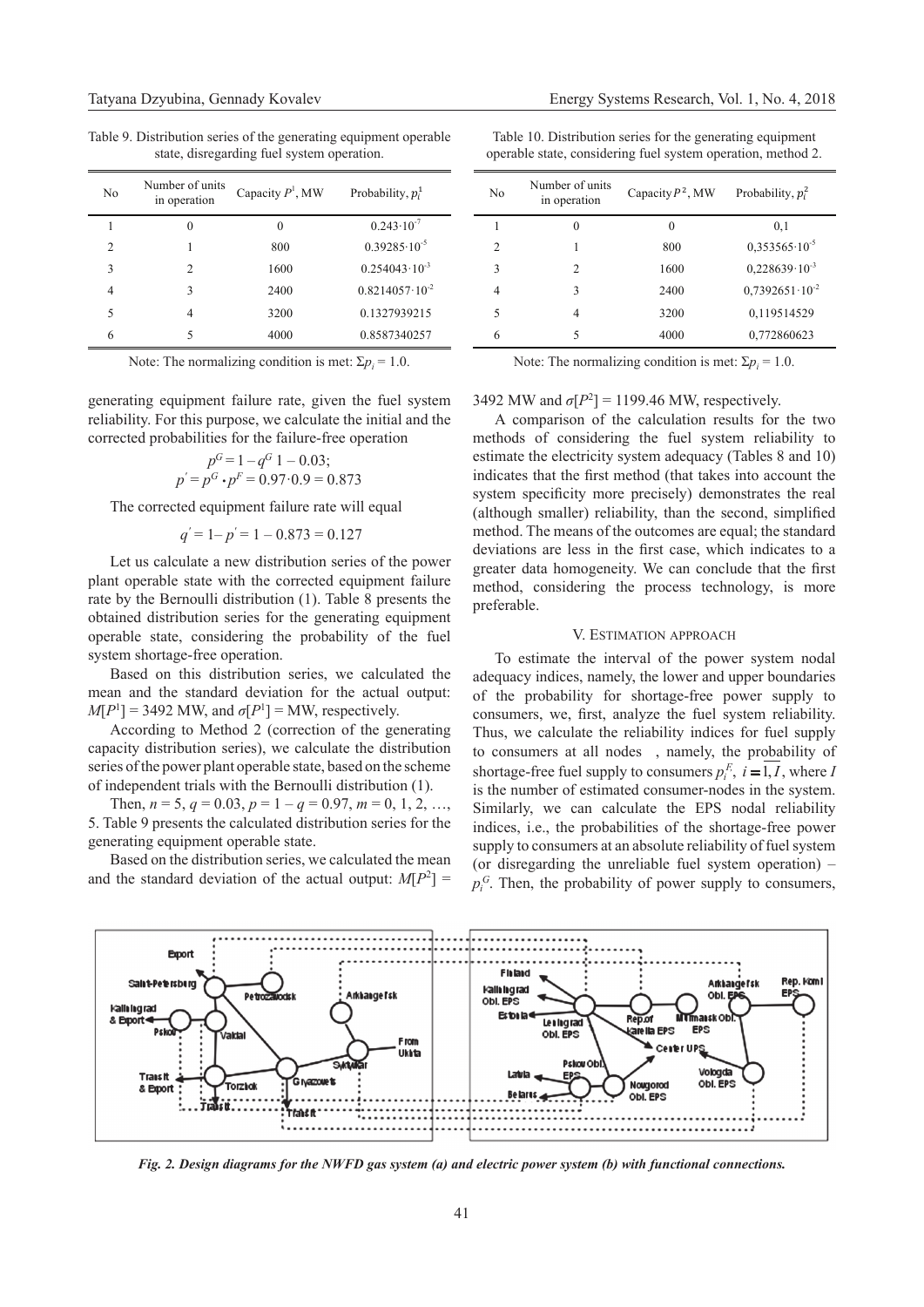Table 9. Distribution series of the generating equipment operable state, disregarding fuel system operation.

| No | Number of units in operation | Capacity $P^1$, MW | Probability, $p_l^1$ |
|---|---|---|---|
| 1 | 0 | 0 | $0.243 \cdot 10^{-7}$ |
| 2 | 1 | 800 | $0.39285 \cdot 10^{-5}$ |
| 3 | 2 | 1600 | $0.254043 \cdot 10^{-3}$ |
| 4 | 3 | 2400 | $0.8214057 \cdot 10^{-2}$ |
| 5 | 4 | 3200 | 0.1327939215 |
| 6 | 5 | 4000 | 0.8587340257 |

Note: The normalizing condition is met: $\Sigma p_i = 1.0$.

Table 10. Distribution series for the generating equipment operable state, considering fuel system operation, method 2.

| No | Number of units in operation | Capacity $P^2$, MW | Probability, $p_l^2$ |
|---|---|---|---|
| 1 | 0 | 0 | 0,1 |
| 2 | 1 | 800 | $0{,}353565 \cdot 10^{-5}$ |
| 3 | 2 | 1600 | $0{,}228639 \cdot 10^{-3}$ |
| 4 | 3 | 2400 | $0{,}7392651 \cdot 10^{-2}$ |
| 5 | 4 | 3200 | 0,119514529 |
| 6 | 5 | 4000 | 0,772860623 |

Note: The normalizing condition is met: $\Sigma p_i = 1.0$.

generating equipment failure rate, given the fuel system reliability. For this purpose, we calculate the initial and the corrected probabilities for the failure-free operation

$$p^G = 1 - q^G\ 1 - 0.03;$$
$$p' = p^G \cdot p^F = 0.97 \cdot 0.9 = 0.873$$

The corrected equipment failure rate will equal

$$q' = 1 - p' = 1 - 0.873 = 0.127$$

Let us calculate a new distribution series of the power plant operable state with the corrected equipment failure rate by the Bernoulli distribution (1). Table 8 presents the obtained distribution series for the generating equipment operable state, considering the probability of the fuel system shortage-free operation.

Based on this distribution series, we calculated the mean and the standard deviation for the actual output: $M[P^1] = 3492$ MW, and $\sigma[P^1] =$ MW, respectively.

According to Method 2 (correction of the generating capacity distribution series), we calculate the distribution series of the power plant operable state, based on the scheme of independent trials with the Bernoulli distribution (1).

Then, $n = 5$, $q = 0.03$, $p = 1 - q = 0.97$, $m = 0, 1, 2, \ldots, 5$. Table 9 presents the calculated distribution series for the generating equipment operable state.

Based on the distribution series, we calculated the mean and the standard deviation of the actual output: $M[P^2] =$ 3492 MW and $\sigma[P^2] = 1199.46$ MW, respectively.

A comparison of the calculation results for the two methods of considering the fuel system reliability to estimate the electricity system adequacy (Tables 8 and 10) indicates that the first method (that takes into account the system specificity more precisely) demonstrates the real (although smaller) reliability, than the second, simplified method. The means of the outcomes are equal; the standard deviations are less in the first case, which indicates to a greater data homogeneity. We can conclude that the first method, considering the process technology, is more preferable.

## V. Estimation approach

To estimate the interval of the power system nodal adequacy indices, namely, the lower and upper boundaries of the probability for shortage-free power supply to consumers, we, first, analyze the fuel system reliability. Thus, we calculate the reliability indices for fuel supply to consumers at all nodes , namely, the probability of shortage-free fuel supply to consumers $p_i^F$, $i = \overline{1, I}$, where $I$ is the number of estimated consumer-nodes in the system. Similarly, we can calculate the EPS nodal reliability indices, i.e., the probabilities of the shortage-free power supply to consumers at an absolute reliability of fuel system (or disregarding the unreliable fuel system operation) – $p_i^G$. Then, the probability of power supply to consumers,

*Fig. 2. Design diagrams for the NWFD gas system (a) and electric power system (b) with functional connections.*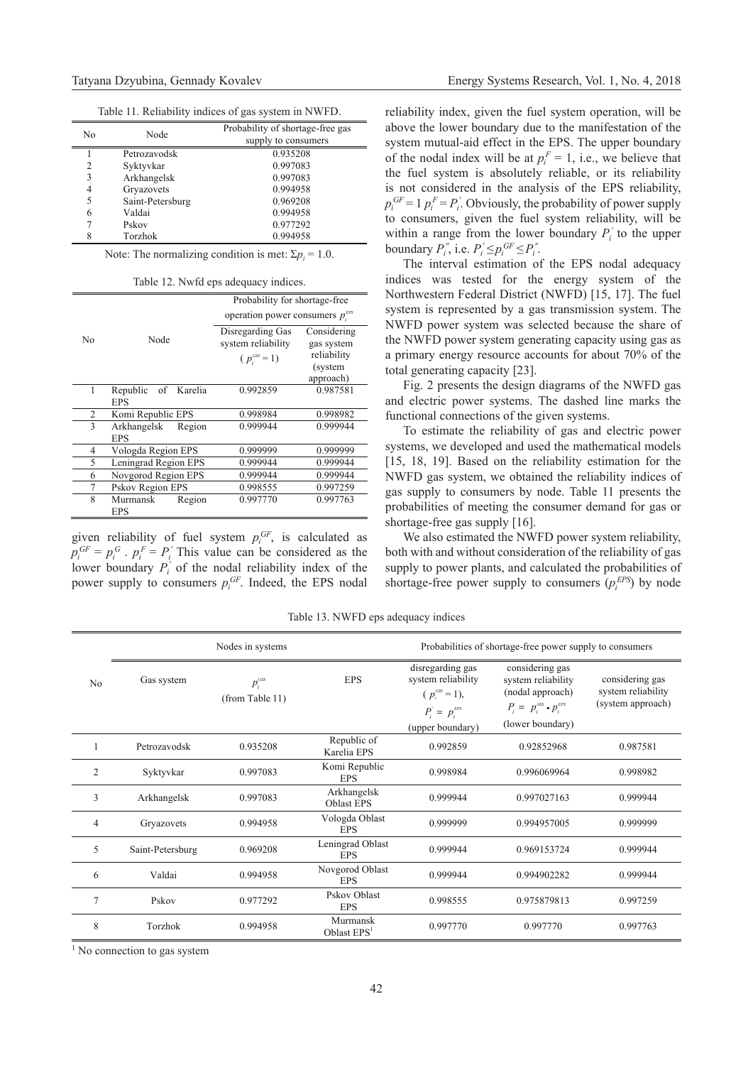Table 11. Reliability indices of gas system in NWFD.

| No | Node | Probability of shortage-free gas supply to consumers |
|---|---|---|
| 1 | Petrozavodsk | 0.935208 |
| 2 | Syktyvkar | 0.997083 |
| 3 | Arkhangelsk | 0.997083 |
| 4 | Gryazovets | 0.994958 |
| 5 | Saint-Petersburg | 0.969208 |
| 6 | Valdai | 0.994958 |
| 7 | Pskov | 0.977292 |
| 8 | Torzhok | 0.994958 |

Note: The normalizing condition is met: $\Sigma p_i = 1.0$.

Table 12. Nwfd eps adequacy indices.

| No | Node | Probability for shortage-free operation power consumers $p_i^{EPS}$ | |
|---|---|---|---|
| | | Disregarding Gas system reliability ($p_i^{GSS} = 1$) | Considering gas system reliability (system approach) |
| 1 | Republic of Karelia EPS | 0.992859 | 0.987581 |
| 2 | Komi Republic EPS | 0.998984 | 0.998982 |
| 3 | Arkhangelsk Region EPS | 0.999944 | 0.999944 |
| 4 | Vologda Region EPS | 0.999999 | 0.999999 |
| 5 | Leningrad Region EPS | 0.999944 | 0.999944 |
| 6 | Novgorod Region EPS | 0.999944 | 0.999944 |
| 7 | Pskov Region EPS | 0.998555 | 0.997259 |
| 8 | Murmansk Region EPS | 0.997770 | 0.997763 |

given reliability of fuel system $p_i^{GF}$, is calculated as $p_i^{GF} = p_i^G \cdot p_i^F = P_i^{'}$ This value can be considered as the lower boundary $P_i^{'}$ of the nodal reliability index of the power supply to consumers $p_i^{GF}$. Indeed, the EPS nodal reliability index, given the fuel system operation, will be above the lower boundary due to the manifestation of the system mutual-aid effect in the EPS. The upper boundary of the nodal index will be at $p_i^F = 1$, i.e., we believe that the fuel system is absolutely reliable, or its reliability is not considered in the analysis of the EPS reliability, $p_i^{GF} = 1\ p_i^F = P_i^{'}$. Obviously, the probability of power supply to consumers, given the fuel system reliability, will be within a range from the lower boundary $P_i^{'}$ to the upper boundary $P_i^{''}$, i.e. $P_i^{'} \leq p_i^{GF} \leq P_i^{''}$.

The interval estimation of the EPS nodal adequacy indices was tested for the energy system of the Northwestern Federal District (NWFD) [15, 17]. The fuel system is represented by a gas transmission system. The NWFD power system was selected because the share of the NWFD power system generating capacity using gas as a primary energy resource accounts for about 70% of the total generating capacity [23].

Fig. 2 presents the design diagrams of the NWFD gas and electric power systems. The dashed line marks the functional connections of the given systems.

To estimate the reliability of gas and electric power systems, we developed and used the mathematical models [15, 18, 19]. Based on the reliability estimation for the NWFD gas system, we obtained the reliability indices of gas supply to consumers by node. Table 11 presents the probabilities of meeting the consumer demand for gas or shortage-free gas supply [16].

We also estimated the NWFD power system reliability, both with and without consideration of the reliability of gas supply to power plants, and calculated the probabilities of shortage-free power supply to consumers ($p_i^{EPS}$) by node

Table 13. NWFD eps adequacy indices

| No | Nodes in systems | | | Probabilities of shortage-free power supply to consumers | | |
|---|---|---|---|---|---|---|
| | Gas system | $p_i^{GSS}$ (from Table 11) | EPS | disregarding gas system reliability ($p_i^{GSS} = 1$), $P_i^{''} = p_i^{EPS}$ (upper boundary) | considering gas system reliability (nodal approach) $P_i^{'} = p_i^{GSS} \cdot p_i^{EPS}$ (lower boundary) | considering gas system reliability (system approach) |
| 1 | Petrozavodsk | 0.935208 | Republic of Karelia EPS | 0.992859 | 0.92852968 | 0.987581 |
| 2 | Syktyvkar | 0.997083 | Komi Republic EPS | 0.998984 | 0.996069964 | 0.998982 |
| 3 | Arkhangelsk | 0.997083 | Arkhangelsk Oblast EPS | 0.999944 | 0.997027163 | 0.999944 |
| 4 | Gryazovets | 0.994958 | Vologda Oblast EPS | 0.999999 | 0.994957005 | 0.999999 |
| 5 | Saint-Petersburg | 0.969208 | Leningrad Oblast EPS | 0.999944 | 0.969153724 | 0.999944 |
| 6 | Valdai | 0.994958 | Novgorod Oblast EPS | 0.999944 | 0.994902282 | 0.999944 |
| 7 | Pskov | 0.977292 | Pskov Oblast EPS | 0.998555 | 0.975879813 | 0.997259 |
| 8 | Torzhok | 0.994958 | Murmansk Oblast EPS[1] | 0.997770 | 0.997770 | 0.997763 |

[1] No connection to gas system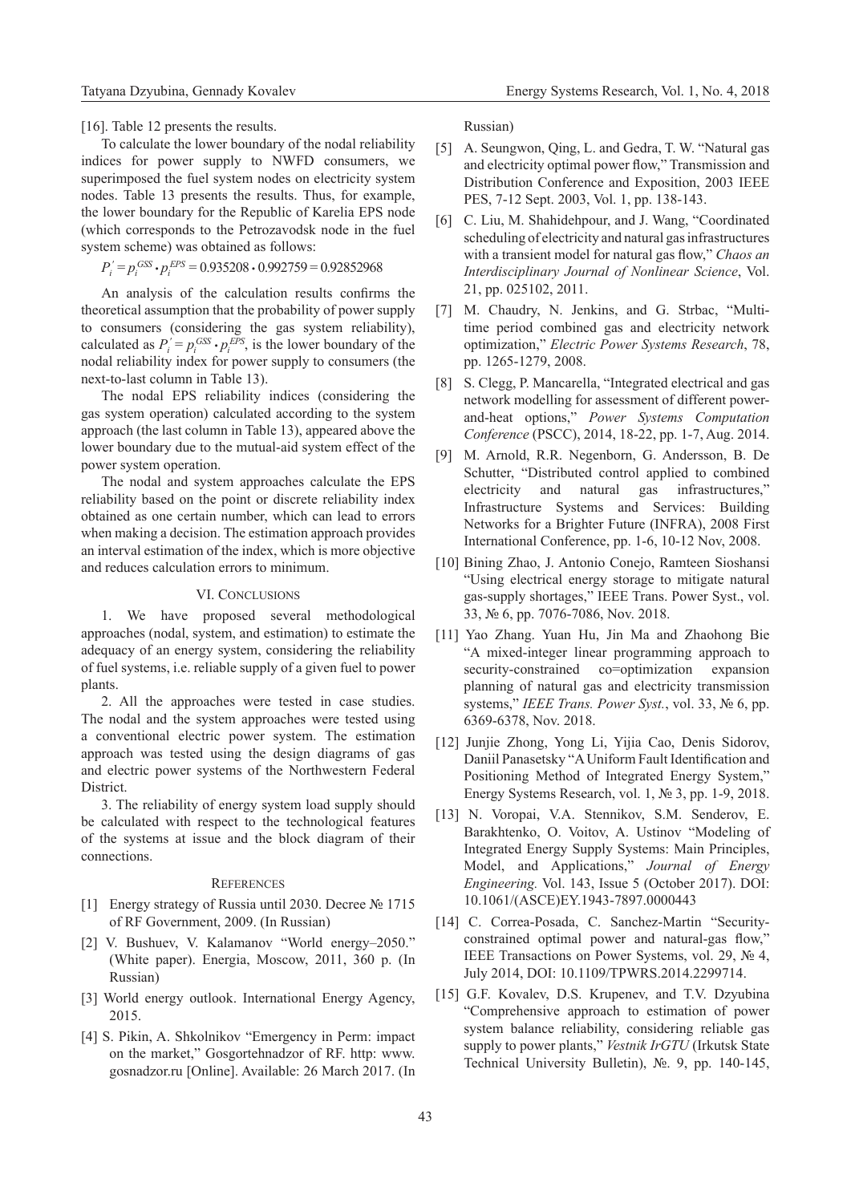[16]. Table 12 presents the results.

To calculate the lower boundary of the nodal reliability indices for power supply to NWFD consumers, we superimposed the fuel system nodes on electricity system nodes. Table 13 presents the results. Thus, for example, the lower boundary for the Republic of Karelia EPS node (which corresponds to the Petrozavodsk node in the fuel system scheme) was obtained as follows:

$$P_i^{'} = p_i^{GSS} \cdot p_i^{EPS} = 0.935208 \cdot 0.992759 = 0.92852968$$

An analysis of the calculation results confirms the theoretical assumption that the probability of power supply to consumers (considering the gas system reliability), calculated as $P_i^{'} = p_i^{GSS} \cdot p_i^{EPS}$, is the lower boundary of the nodal reliability index for power supply to consumers (the next-to-last column in Table 13).

The nodal EPS reliability indices (considering the gas system operation) calculated according to the system approach (the last column in Table 13), appeared above the lower boundary due to the mutual-aid system effect of the power system operation.

The nodal and system approaches calculate the EPS reliability based on the point or discrete reliability index obtained as one certain number, which can lead to errors when making a decision. The estimation approach provides an interval estimation of the index, which is more objective and reduces calculation errors to minimum.

## VI. Conclusions

1. We have proposed several methodological approaches (nodal, system, and estimation) to estimate the adequacy of an energy system, considering the reliability of fuel systems, i.e. reliable supply of a given fuel to power plants.

2. All the approaches were tested in case studies. The nodal and the system approaches were tested using a conventional electric power system. The estimation approach was tested using the design diagrams of gas and electric power systems of the Northwestern Federal District.

3. The reliability of energy system load supply should be calculated with respect to the technological features of the systems at issue and the block diagram of their connections.

## References

[1] Energy strategy of Russia until 2030. Decree № 1715 of RF Government, 2009. (In Russian)

[2] V. Bushuev, V. Kalamanov "World energy–2050." (White paper). Energia, Moscow, 2011, 360 p. (In Russian)

[3] World energy outlook. International Energy Agency, 2015.

[4] S. Pikin, A. Shkolnikov "Emergency in Perm: impact on the market," Gosgortehnadzor of RF. http: www. gosnadzor.ru [Online]. Available: 26 March 2017. (In Russian)

[5] A. Seungwon, Qing, L. and Gedra, T. W. "Natural gas and electricity optimal power flow," Transmission and Distribution Conference and Exposition, 2003 IEEE PES, 7-12 Sept. 2003, Vol. 1, pp. 138-143.

[6] C. Liu, M. Shahidehpour, and J. Wang, "Coordinated scheduling of electricity and natural gas infrastructures with a transient model for natural gas flow," *Chaos an Interdisciplinary Journal of Nonlinear Science*, Vol. 21, pp. 025102, 2011.

[7] M. Chaudry, N. Jenkins, and G. Strbac, "Multi-time period combined gas and electricity network optimization," *Electric Power Systems Research*, 78, pp. 1265-1279, 2008.

[8] S. Clegg, P. Mancarella, "Integrated electrical and gas network modelling for assessment of different power-and-heat options," *Power Systems Computation Conference* (PSCC), 2014, 18-22, pp. 1-7, Aug. 2014.

[9] M. Arnold, R.R. Negenborn, G. Andersson, B. De Schutter, "Distributed control applied to combined electricity and natural gas infrastructures," Infrastructure Systems and Services: Building Networks for a Brighter Future (INFRA), 2008 First International Conference, pp. 1-6, 10-12 Nov, 2008.

[10] Bining Zhao, J. Antonio Conejo, Ramteen Sioshansi "Using electrical energy storage to mitigate natural gas-supply shortages," IEEE Trans. Power Syst., vol. 33, № 6, pp. 7076-7086, Nov. 2018.

[11] Yao Zhang. Yuan Hu, Jin Ma and Zhaohong Bie "A mixed-integer linear programming approach to security-constrained co=optimization expansion planning of natural gas and electricity transmission systems," *IEEE Trans. Power Syst.*, vol. 33, № 6, pp. 6369-6378, Nov. 2018.

[12] Junjie Zhong, Yong Li, Yijia Cao, Denis Sidorov, Daniil Panasetsky "A Uniform Fault Identification and Positioning Method of Integrated Energy System," Energy Systems Research, vol. 1, № 3, pp. 1-9, 2018.

[13] N. Voropai, V.A. Stennikov, S.M. Senderov, E. Barakhtenko, O. Voitov, A. Ustinov "Modeling of Integrated Energy Supply Systems: Main Principles, Model, and Applications," *Journal of Energy Engineering.* Vol. 143, Issue 5 (October 2017). DOI: 10.1061/(ASCE)EY.1943-7897.0000443

[14] C. Correa-Posada, C. Sanchez-Martin "Security-constrained optimal power and natural-gas flow," IEEE Transactions on Power Systems, vol. 29, № 4, July 2014, DOI: 10.1109/TPWRS.2014.2299714.

[15] G.F. Kovalev, D.S. Krupenev, and T.V. Dzyubina "Comprehensive approach to estimation of power system balance reliability, considering reliable gas supply to power plants," *Vestnik IrGTU* (Irkutsk State Technical University Bulletin), №. 9, pp. 140-145,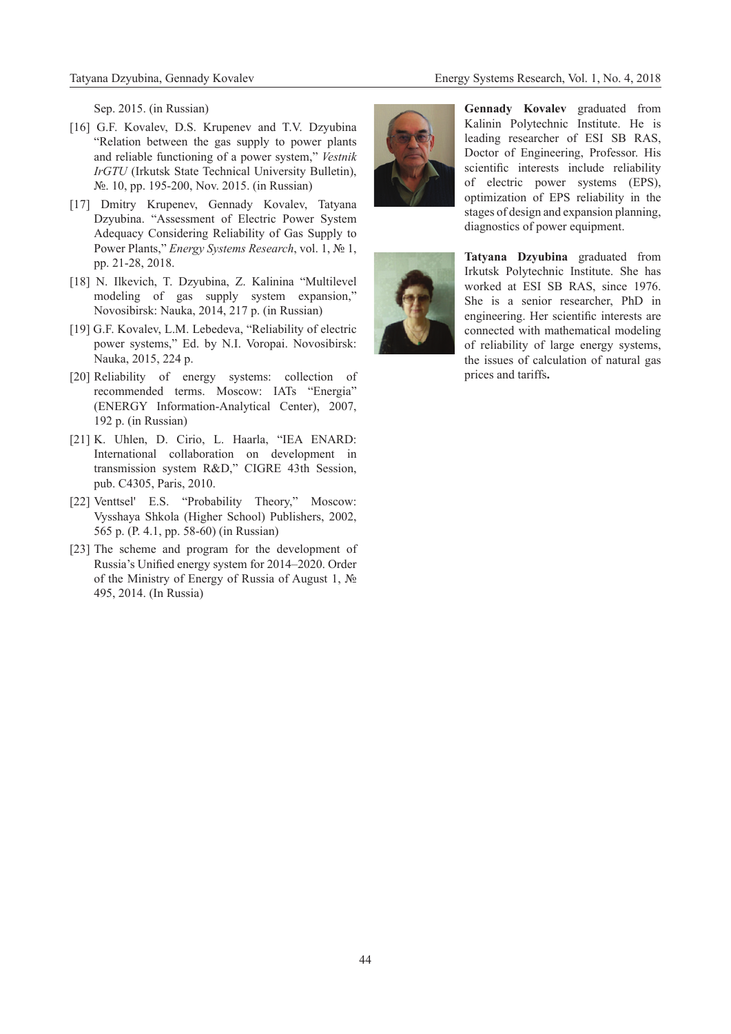Sep. 2015. (in Russian)

[16] G.F. Kovalev, D.S. Krupenev and T.V. Dzyubina "Relation between the gas supply to power plants and reliable functioning of a power system," *Vestnik IrGTU* (Irkutsk State Technical University Bulletin), №. 10, pp. 195-200, Nov. 2015. (in Russian)

[17] Dmitry Krupenev, Gennady Kovalev, Tatyana Dzyubina. "Assessment of Electric Power System Adequacy Considering Reliability of Gas Supply to Power Plants," *Energy Systems Research*, vol. 1, № 1, pp. 21-28, 2018.

[18] N. Ilkevich, T. Dzyubina, Z. Kalinina "Multilevel modeling of gas supply system expansion," Novosibirsk: Nauka, 2014, 217 p. (in Russian)

[19] G.F. Kovalev, L.M. Lebedeva, "Reliability of electric power systems," Ed. by N.I. Voropai. Novosibirsk: Nauka, 2015, 224 p.

[20] Reliability of energy systems: collection of recommended terms. Moscow: IATs "Energia" (ENERGY Information-Analytical Center), 2007, 192 p. (in Russian)

[21] K. Uhlen, D. Cirio, L. Haarla, "IEA ENARD: International collaboration on development in transmission system R&D," CIGRE 43th Session, pub. C4305, Paris, 2010.

[22] Venttsel' E.S. "Probability Theory," Moscow: Vysshaya Shkola (Higher School) Publishers, 2002, 565 p. (P. 4.1, pp. 58-60) (in Russian)

[23] The scheme and program for the development of Russia's Unified energy system for 2014–2020. Order of the Ministry of Energy of Russia of August 1, № 495, 2014. (In Russia)

**Gennady Kovalev** graduated from Kalinin Polytechnic Institute. He is leading researcher of ESI SB RAS, Doctor of Engineering, Professor. His scientific interests include reliability of electric power systems (EPS), optimization of EPS reliability in the stages of design and expansion planning, diagnostics of power equipment.

**Tatyana Dzyubina** graduated from Irkutsk Polytechnic Institute. She has worked at ESI SB RAS, since 1976. She is a senior researcher, PhD in engineering. Her scientific interests are connected with mathematical modeling of reliability of large energy systems, the issues of calculation of natural gas prices and tariffs.